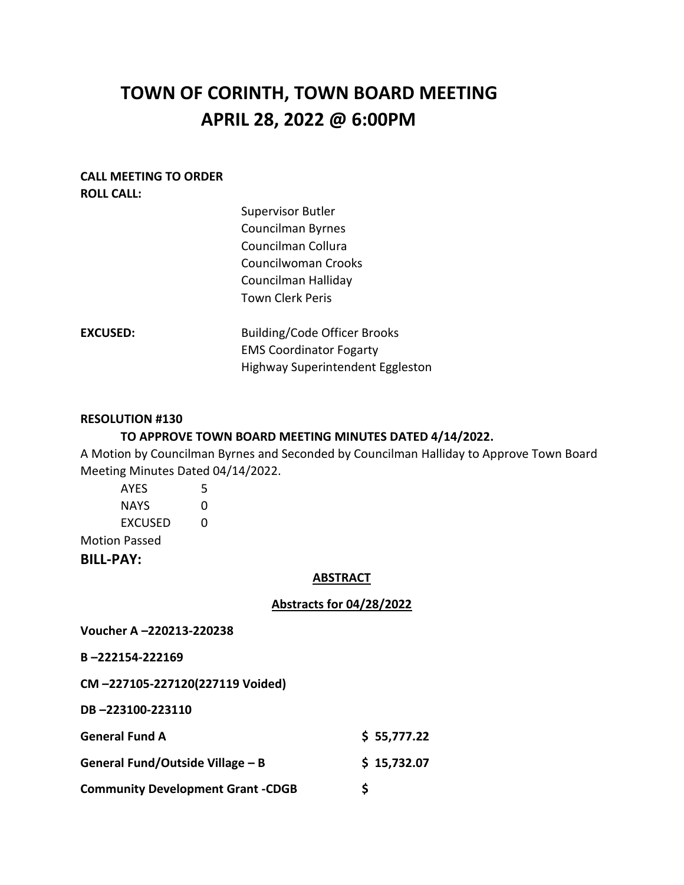# TOWN OF CORINTH, TOWN BOARD MEETING
# APRIL 28, 2022 @ 6:00PM

**CALL MEETING TO ORDER**
**ROLL CALL:**

Supervisor Butler
Councilman Byrnes
Councilman Collura
Councilwoman Crooks
Councilman Halliday
Town Clerk Peris

**EXCUSED:**
Building/Code Officer Brooks
EMS Coordinator Fogarty
Highway Superintendent Eggleston

**RESOLUTION #130**

**TO APPROVE TOWN BOARD MEETING MINUTES DATED 4/14/2022.**

A Motion by Councilman Byrnes and Seconded by Councilman Halliday to Approve Town Board Meeting Minutes Dated 04/14/2022.

AYES 5
NAYS 0
EXCUSED 0

Motion Passed

**BILL-PAY:**

**ABSTRACT**

**Abstracts for 04/28/2022**

**Voucher A –220213-220238**

**B –222154-222169**

**CM –227105-227120(227119 Voided)**

**DB –223100-223110**

| | |
|---|---|
| **General Fund A** | **$ 55,777.22** |
| **General Fund/Outside Village – B** | **$ 15,732.07** |
| **Community Development Grant -CDGB** | **$** |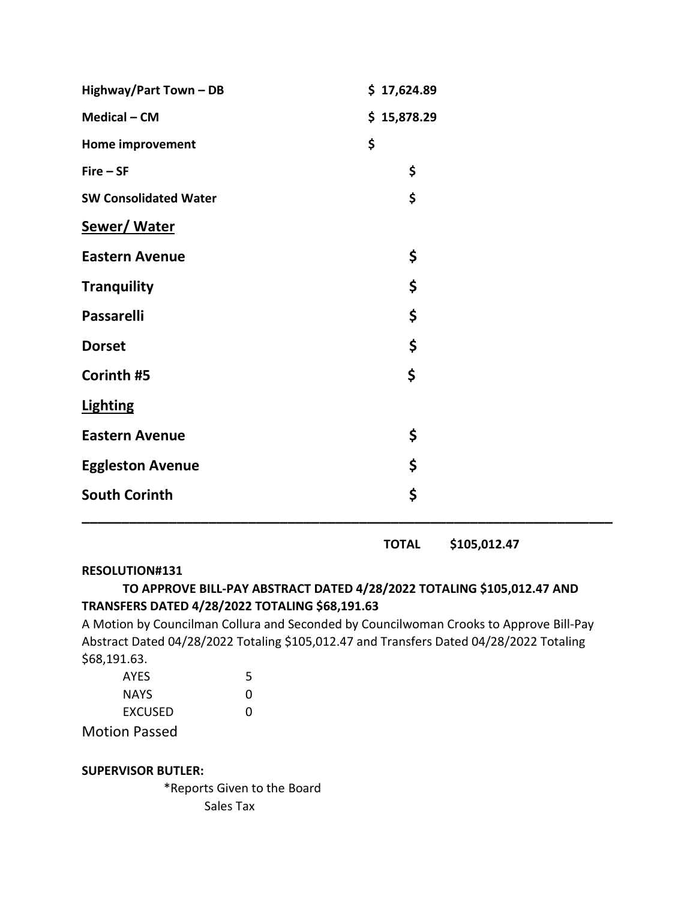| | |
|---|---|
| **Highway/Part Town – DB** | **$ 17,624.89** |
| **Medical – CM** | **$ 15,878.29** |
| **Home improvement** | **$** |
| **Fire – SF** | **$** |
| **SW Consolidated Water** | **$** |
| **<u>Sewer/ Water</u>** | |
| **Eastern Avenue** | **$** |
| **Tranquility** | **$** |
| **Passarelli** | **$** |
| **Dorset** | **$** |
| **Corinth #5** | **$** |
| **<u>Lighting</u>** | |
| **Eastern Avenue** | **$** |
| **Eggleston Avenue** | **$** |
| **South Corinth** | **$** |

**TOTAL $105,012.47**

**RESOLUTION#131**

**TO APPROVE BILL-PAY ABSTRACT DATED 4/28/2022 TOTALING $105,012.47 AND TRANSFERS DATED 4/28/2022 TOTALING $68,191.63**

A Motion by Councilman Collura and Seconded by Councilwoman Crooks to Approve Bill-Pay Abstract Dated 04/28/2022 Totaling $105,012.47 and Transfers Dated 04/28/2022 Totaling $68,191.63.

| | |
|---|---|
| AYES | 5 |
| NAYS | 0 |
| EXCUSED | 0 |

Motion Passed

**SUPERVISOR BUTLER:**

*Reports Given to the Board

Sales Tax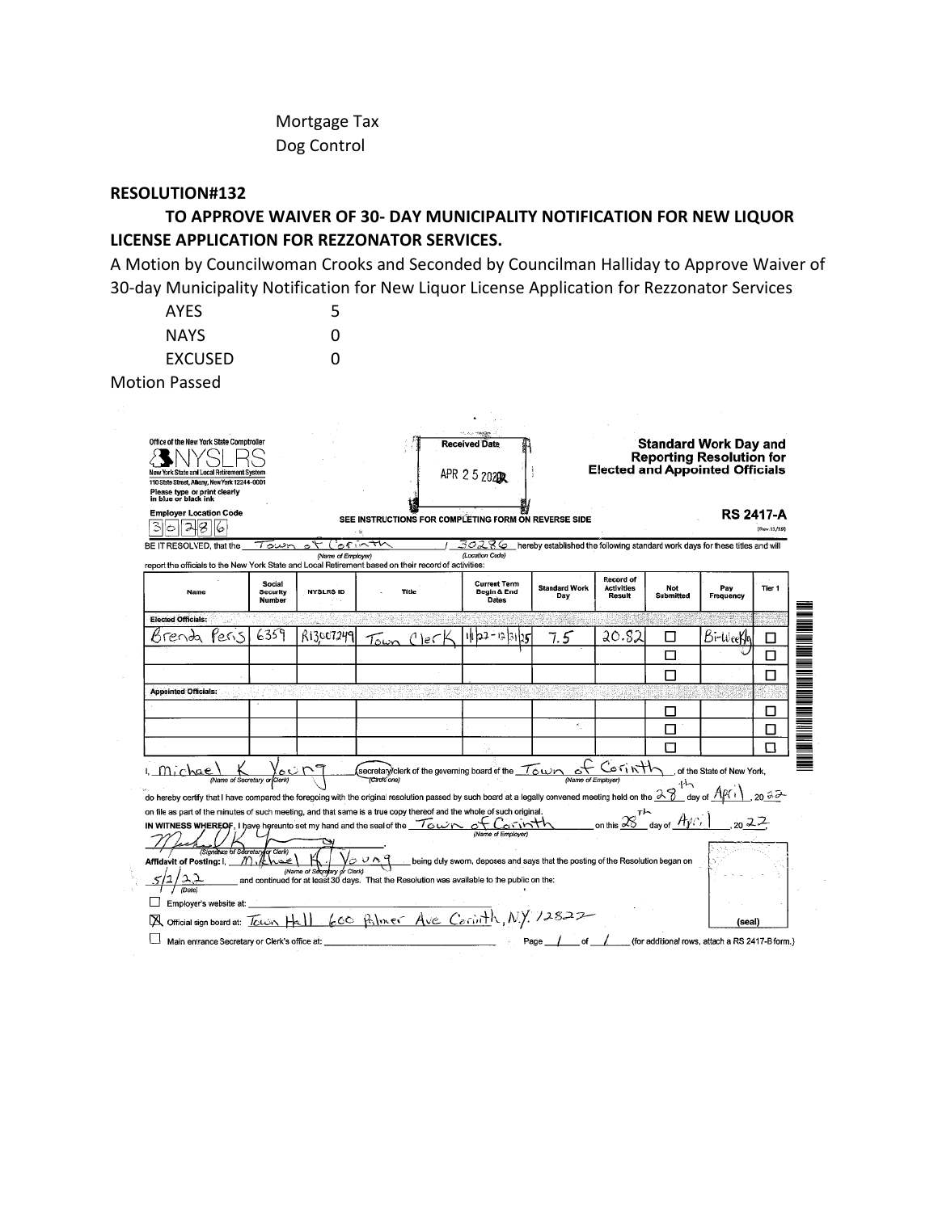Mortgage Tax
Dog Control

**RESOLUTION#132**

**TO APPROVE WAIVER OF 30- DAY MUNICIPALITY NOTIFICATION FOR NEW LIQUOR LICENSE APPLICATION FOR REZZONATOR SERVICES.**

A Motion by Councilwoman Crooks and Seconded by Councilman Halliday to Approve Waiver of 30-day Municipality Notification for New Liquor License Application for Rezzonator Services

| | |
|---|---|
| AYES | 5 |
| NAYS | 0 |
| EXCUSED | 0 |

Motion Passed

Office of the New York State Comptroller
NYSLRS
New York State and Local Retirement System
110 State Street, Albany, New York 12244-0001
Please type or print clearly in blue or black ink

Received Date
APR 25 2022

**Standard Work Day and Reporting Resolution for Elected and Appointed Officials**

Employer Location Code
30286

SEE INSTRUCTIONS FOR COMPLETING FORM ON REVERSE SIDE

**RS 2417-A** (Rev.11/19)

BE IT RESOLVED, that the Town of Corinth (Name of Employer) / 30286 (Location Code) hereby established the following standard work days for these titles and will report the officials to the New York State and Local Retirement System based on their record of activities:

| Name | Social Security Number | NYSLRS ID | Title | Current Term Begin & End Dates | Standard Work Day | Record of Activities Result | Not Submitted | Pay Frequency | Tier 1 |
|---|---|---|---|---|---|---|---|---|---|
| **Elected Officials:** | | | | | | | | | |
| Brenda Peris | 6359 | R13007249 | Town Clerk | 1/1/22-12/31/25 | 7.5 | 20.82 | ☐ | Bi-Weekly | ☐ |
| | | | | | | | ☐ | | ☐ |
| | | | | | | | ☐ | | ☐ |
| **Appointed Officials:** | | | | | | | | | |
| | | | | | | | ☐ | | ☐ |
| | | | | | | | ☐ | | ☐ |
| | | | | | | | ☐ | | ☐ |

I, Michael K Young (Name of Secretary or Clerk) secretary/clerk (Circle one) of the governing board of the Town of Corinth (Name of Employer), of the State of New York, do hereby certify that I have compared the foregoing with the original resolution passed by such board at a legally convened meeting held on the 28th day of April, 2022 on file as part of the minutes of such meeting, and that same is a true copy thereof and the whole of such original.

IN WITNESS WHEREOF, I have hereunto set my hand and the seal of the Town of Corinth (Name of Employer) on this 28th day of April, 2022.

(Signature of Secretary or Clerk)

Affidavit of Posting: I, Michael K. Young (Name of Secretary or Clerk) being duly sworn, deposes and says that the posting of the Resolution began on 5/2/22 (Date) and continued for at least 30 days. That the Resolution was available to the public on the:

☐ Employer's website at:

☒ Official sign board at: Town Hall 600 Palmer Ave Corinth, N.Y. 12822

☐ Main entrance Secretary or Clerk's office at:

Page ___ of ___ (for additional rows, attach a RS 2417-B form.)

(seal)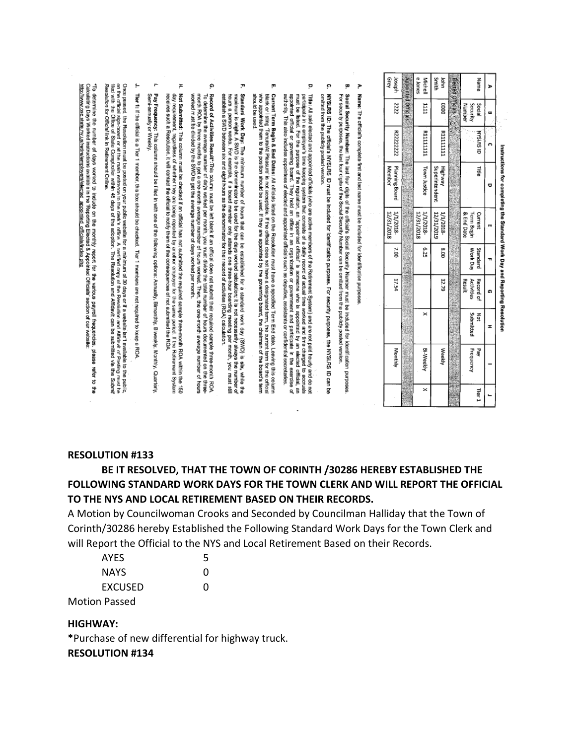### Instructions for completing the Standard Work Day and Reporting Resolution

| A | B | C | D | E | F | G | H | I | J |
|---|---|---|---|---|---|---|---|---|---|
| Name | Social Security Number | NYSLRS ID | Title | Current Term Begin & End Date | Standard Work Day | Record of Activities Result | Not Submitted | Pay Frequency | Tier 1 |
| **Elected Officials** | | | | | | | | | |
| John Smith | 0000 | R11111111 | Highway Superintendent | 1/1/2018-12/31/2019 | 8.00 | 32.79 | | Weekly | |
| Michell e Jones | 1111 | R11111111 | Town Justice | 1/1/2018-12/31/2018 | 6.25 | | X | Bi-Weekly | X |
| **Appointed Officials** | | | | | | | | | |
| Joseph Grey | 2222 | R22222222 | Planning Board Member | 1/1/2018-12/31/2018 | 7.00 | 17.54 | | Monthly | |

A. **Name**: The official's complete first and last name must be included for identification purposes.

B. **Social Security Number**: The last four digits of the official's Social Security Number must be included for identification purposes. For security purposes, the last four digits of the Social Security Number can be omitted from the publicly posted version.

C. **NYSLRS ID**: The official's NYSLRS ID must be included for identification purposes. For security purposes, the NYSLRS ID can be omitted from the publicly posted version.

D. **Title**: All paid elected and appointed officials (who are active members of the Retirement System) and are not paid hourly and do not participate in a employer's time keeping system that consists of a daily record of actual time worked and time charged to accruals must be listed. For the purpose of the regulation, an 'appointed official' is someone who is appointed by an elected official, an appointed official or governing board. They hold an office in an organization or government and participate in the exercise of authority. This also includes appointees of elected and appointed officials such as deputies, assistants or confidential secretaries.

E. **Current Term Begin & End Dates**: All officials listed on the Resolution must have a specified Term End date. Leaving this column blank or listing 'Tenure/At Pleasure' is not acceptable. If the official does not have a designated term, the current term for the official who appointed them to the position should be used. If they are appointed by the governing board, the chairman of the board's term should be used.

F. **Standard Work Day**: The minimum number of hours that can be established for a standard work day (SWD) is six, while the maximum is eight. A SWD is the denominator to be used for the days worked calculation; it is not necessarily always the number of hours a person works. For example, if a board member only attends one three-hour board meeting per month, you must still establish a SWD between six and eight hours as the denominator for their record of activities (ROA) calculation.

G. **Record of Activities Result**: This column must be left blank if an official does not submit their required sample three-month ROA. To determine the average number of days worked per month, you must divide the total number of hours documented on the three-month ROA by three months to get a one-month average number of hours worked. Then, the one-month average number of hours worked must be divided by the SWD to get the average number of days worked per month.

H. **Not Submitted**: This column must be checked if an official has not submitted the required sample three-month ROA within the 150 day requirement, regardless of whether they are being reported by another employer for the same period. If the Retirement System receives such a Resolution, it will contact the official to notify them of the consequences of not submitted the ROA.

I. **Pay Frequency**: This column should be filled in with one of the following options: Annually, Bimonthly, Biweekly, Monthly, Quarterly, Semi-annually or Weekly.

J. **Tier 1**: If the official is a Tier 1 member, this box should be checked. Tier 1 members are not required to keep a ROA.

Once passed, the Resolution must be posted on your public website for a minimum of 30 days or if a website isn't available to the public, on the official sign-board or at the main entrance to the clerk's office. A certified copy of the Resolution and Affidavit of Posting must be filed with the Office of State Comptroller within 45 days of the adoption. The Resolution and Affidavit can be submitted via the *Submit Resolution for Official* link in Retirement Online.

*To determine the number of days worked to include on the monthly report for the various payroll frequencies, please refer to the Calculating Days Worked instructions available in the 'Reporting Elected & Appointed Officials' section of our website: http://www.osc.state.ny.us/retire/employers/elected_appointed_officials/index.php

**RESOLUTION #133**

**BE IT RESOLVED, THAT THE TOWN OF CORINTH /30286 HEREBY ESTABLISHED THE FOLLOWING STANDARD WORK DAYS FOR THE TOWN CLERK AND WILL REPORT THE OFFICIAL TO THE NYS AND LOCAL RETIREMENT BASED ON THEIR RECORDS.**

A Motion by Councilwoman Crooks and Seconded by Councilman Halliday that the Town of Corinth/30286 hereby Established the Following Standard Work Days for the Town Clerk and will Report the Official to the NYS and Local Retirement Based on their Records.

| | |
|---|---|
| AYES | 5 |
| NAYS | 0 |
| EXCUSED | 0 |

Motion Passed

**HIGHWAY:**

*Purchase of new differential for highway truck.

**RESOLUTION #134**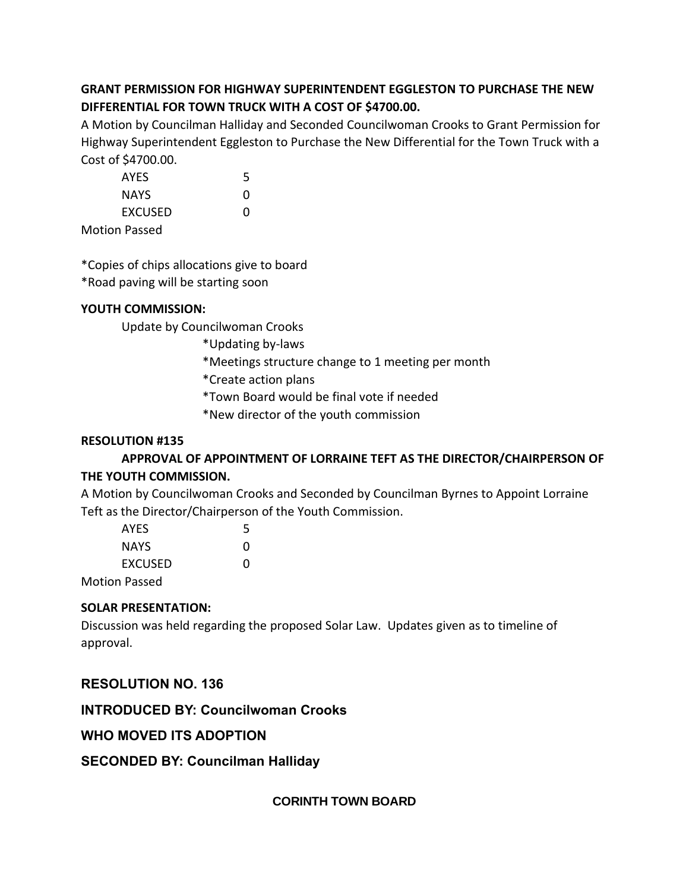**GRANT PERMISSION FOR HIGHWAY SUPERINTENDENT EGGLESTON TO PURCHASE THE NEW DIFFERENTIAL FOR TOWN TRUCK WITH A COST OF $4700.00.**

A Motion by Councilman Halliday and Seconded Councilwoman Crooks to Grant Permission for Highway Superintendent Eggleston to Purchase the New Differential for the Town Truck with a Cost of $4700.00.

| | |
|---|---|
| AYES | 5 |
| NAYS | 0 |
| EXCUSED | 0 |

Motion Passed

*Copies of chips allocations give to board
*Road paving will be starting soon

**YOUTH COMMISSION:**

Update by Councilwoman Crooks

*Updating by-laws
*Meetings structure change to 1 meeting per month
*Create action plans
*Town Board would be final vote if needed
*New director of the youth commission

**RESOLUTION #135**

**APPROVAL OF APPOINTMENT OF LORRAINE TEFT AS THE DIRECTOR/CHAIRPERSON OF THE YOUTH COMMISSION.**

A Motion by Councilwoman Crooks and Seconded by Councilman Byrnes to Appoint Lorraine Teft as the Director/Chairperson of the Youth Commission.

| | |
|---|---|
| AYES | 5 |
| NAYS | 0 |
| EXCUSED | 0 |

Motion Passed

**SOLAR PRESENTATION:**

Discussion was held regarding the proposed Solar Law. Updates given as to timeline of approval.

**RESOLUTION NO. 136**

**INTRODUCED BY: Councilwoman Crooks**

**WHO MOVED ITS ADOPTION**

**SECONDED BY: Councilman Halliday**

**CORINTH TOWN BOARD**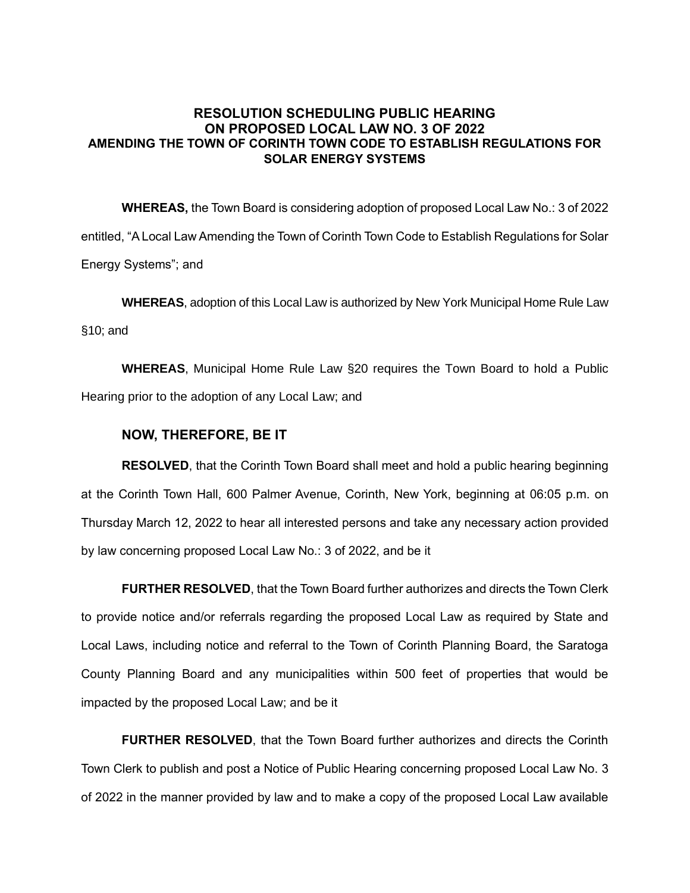## RESOLUTION SCHEDULING PUBLIC HEARING ON PROPOSED LOCAL LAW NO. 3 OF 2022 AMENDING THE TOWN OF CORINTH TOWN CODE TO ESTABLISH REGULATIONS FOR SOLAR ENERGY SYSTEMS

**WHEREAS,** the Town Board is considering adoption of proposed Local Law No.: 3 of 2022 entitled, "A Local Law Amending the Town of Corinth Town Code to Establish Regulations for Solar Energy Systems"; and

**WHEREAS**, adoption of this Local Law is authorized by New York Municipal Home Rule Law §10; and

**WHEREAS**, Municipal Home Rule Law §20 requires the Town Board to hold a Public Hearing prior to the adoption of any Local Law; and

### NOW, THEREFORE, BE IT

**RESOLVED**, that the Corinth Town Board shall meet and hold a public hearing beginning at the Corinth Town Hall, 600 Palmer Avenue, Corinth, New York, beginning at 06:05 p.m. on Thursday March 12, 2022 to hear all interested persons and take any necessary action provided by law concerning proposed Local Law No.: 3 of 2022, and be it

**FURTHER RESOLVED**, that the Town Board further authorizes and directs the Town Clerk to provide notice and/or referrals regarding the proposed Local Law as required by State and Local Laws, including notice and referral to the Town of Corinth Planning Board, the Saratoga County Planning Board and any municipalities within 500 feet of properties that would be impacted by the proposed Local Law; and be it

**FURTHER RESOLVED**, that the Town Board further authorizes and directs the Corinth Town Clerk to publish and post a Notice of Public Hearing concerning proposed Local Law No. 3 of 2022 in the manner provided by law and to make a copy of the proposed Local Law available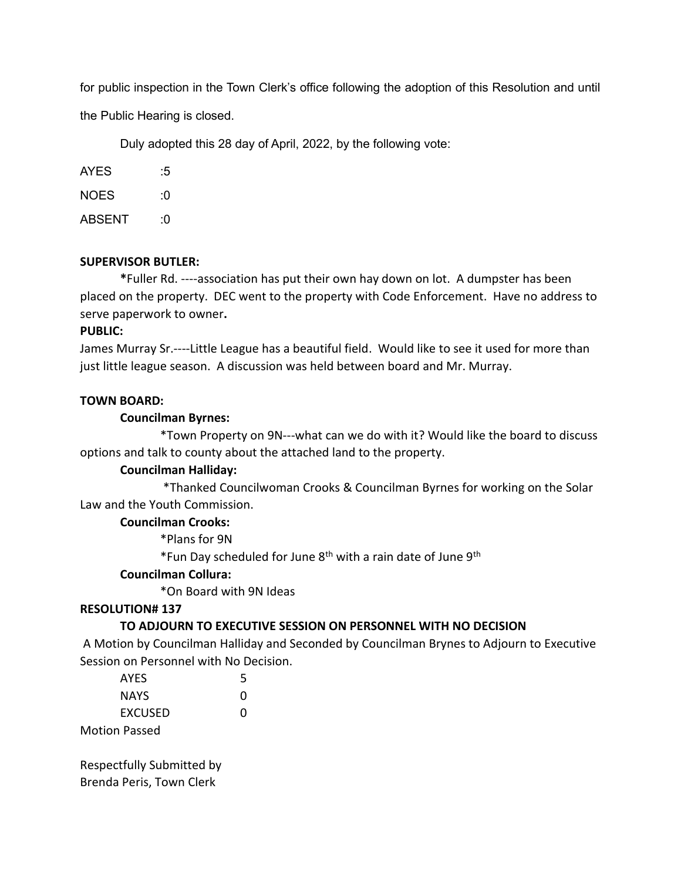for public inspection in the Town Clerk's office following the adoption of this Resolution and until the Public Hearing is closed.

Duly adopted this 28 day of April, 2022, by the following vote:

AYES :5

NOES :0

ABSENT :0

**SUPERVISOR BUTLER:**

**\***Fuller Rd. ----association has put their own hay down on lot. A dumpster has been placed on the property. DEC went to the property with Code Enforcement. Have no address to serve paperwork to owner**.**

**PUBLIC:**

James Murray Sr.----Little League has a beautiful field. Would like to see it used for more than just little league season. A discussion was held between board and Mr. Murray.

**TOWN BOARD:**

**Councilman Byrnes:**

\*Town Property on 9N---what can we do with it? Would like the board to discuss options and talk to county about the attached land to the property.

**Councilman Halliday:**

\*Thanked Councilwoman Crooks & Councilman Byrnes for working on the Solar Law and the Youth Commission.

**Councilman Crooks:**

\*Plans for 9N

\*Fun Day scheduled for June 8th with a rain date of June 9th

**Councilman Collura:**

\*On Board with 9N Ideas

**RESOLUTION# 137**

**TO ADJOURN TO EXECUTIVE SESSION ON PERSONNEL WITH NO DECISION**

A Motion by Councilman Halliday and Seconded by Councilman Brynes to Adjourn to Executive Session on Personnel with No Decision.

| | |
|---|---|
| AYES | 5 |
| NAYS | 0 |
| EXCUSED | 0 |

Motion Passed

Respectfully Submitted by
Brenda Peris, Town Clerk